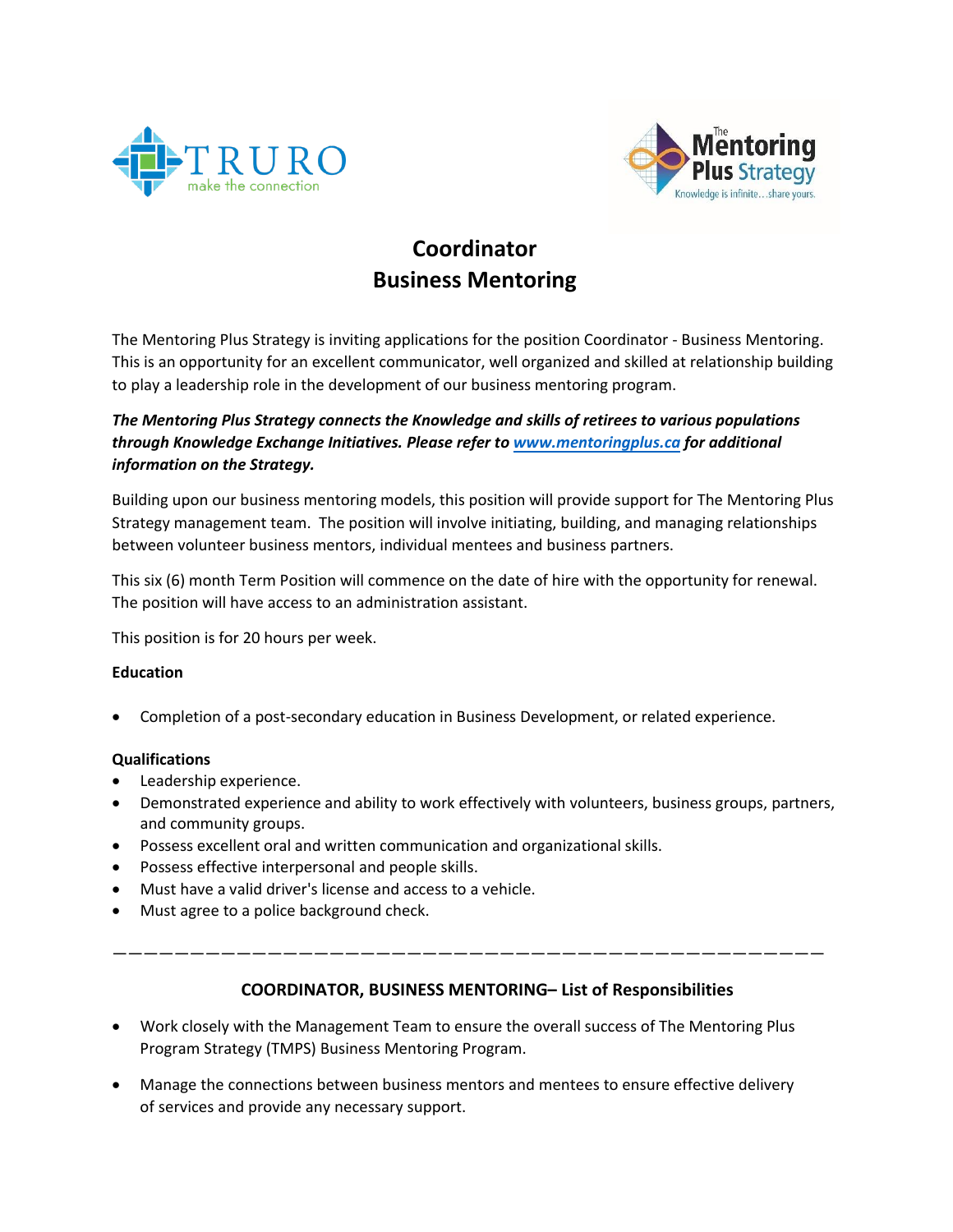# Coordinator
# Business Mentoring

The Mentoring Plus Strategy is inviting applications for the position Coordinator - Business Mentoring. This is an opportunity for an excellent communicator, well organized and skilled at relationship building to play a leadership role in the development of our business mentoring program.

***The Mentoring Plus Strategy connects the Knowledge and skills of retirees to various populations through Knowledge Exchange Initiatives. Please refer to [www.mentoringplus.ca](www.mentoringplus.ca) for additional information on the Strategy.***

Building upon our business mentoring models, this position will provide support for The Mentoring Plus Strategy management team. The position will involve initiating, building, and managing relationships between volunteer business mentors, individual mentees and business partners.

This six (6) month Term Position will commence on the date of hire with the opportunity for renewal. The position will have access to an administration assistant.

This position is for 20 hours per week.

**Education**

- Completion of a post-secondary education in Business Development, or related experience.

**Qualifications**

- Leadership experience.
- Demonstrated experience and ability to work effectively with volunteers, business groups, partners, and community groups.
- Possess excellent oral and written communication and organizational skills.
- Possess effective interpersonal and people skills.
- Must have a valid driver's license and access to a vehicle.
- Must agree to a police background check.

---

## COORDINATOR, BUSINESS MENTORING– List of Responsibilities

- Work closely with the Management Team to ensure the overall success of The Mentoring Plus Program Strategy (TMPS) Business Mentoring Program.
- Manage the connections between business mentors and mentees to ensure effective delivery of services and provide any necessary support.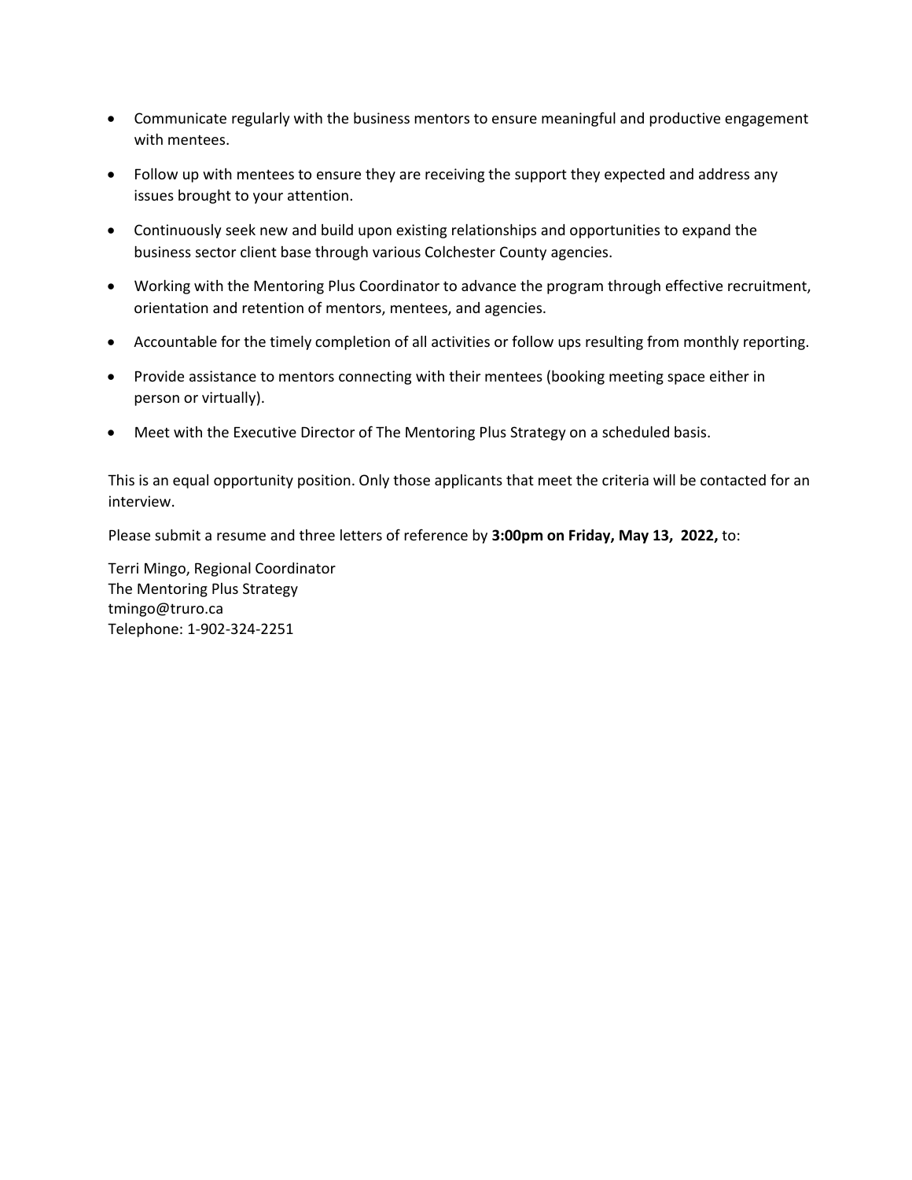- Communicate regularly with the business mentors to ensure meaningful and productive engagement with mentees.
- Follow up with mentees to ensure they are receiving the support they expected and address any issues brought to your attention.
- Continuously seek new and build upon existing relationships and opportunities to expand the business sector client base through various Colchester County agencies.
- Working with the Mentoring Plus Coordinator to advance the program through effective recruitment, orientation and retention of mentors, mentees, and agencies.
- Accountable for the timely completion of all activities or follow ups resulting from monthly reporting.
- Provide assistance to mentors connecting with their mentees (booking meeting space either in person or virtually).
- Meet with the Executive Director of The Mentoring Plus Strategy on a scheduled basis.

This is an equal opportunity position. Only those applicants that meet the criteria will be contacted for an interview.

Please submit a resume and three letters of reference by **3:00pm on Friday, May 13, 2022,** to:

Terri Mingo, Regional Coordinator
The Mentoring Plus Strategy
tmingo@truro.ca
Telephone: 1-902-324-2251